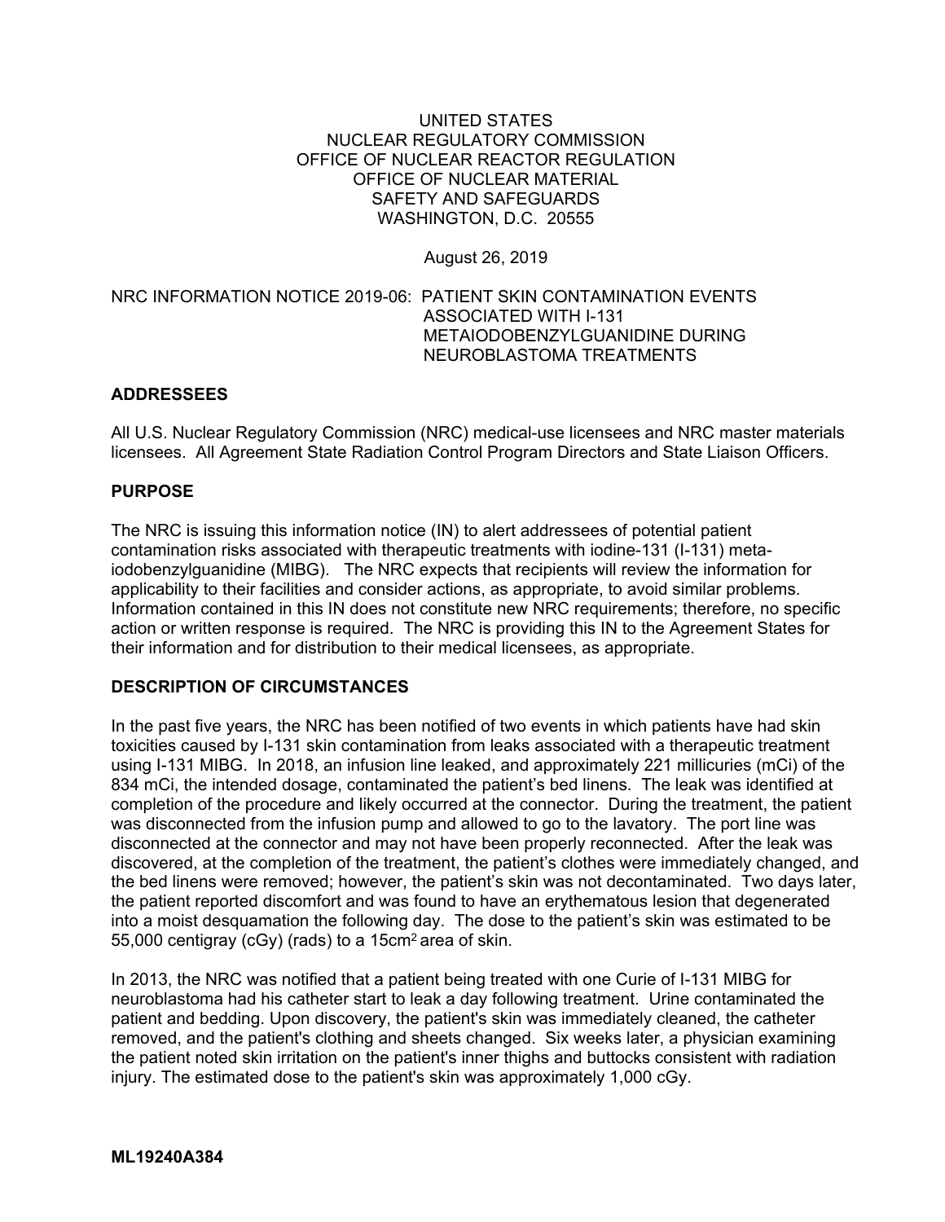UNITED STATES
NUCLEAR REGULATORY COMMISSION
OFFICE OF NUCLEAR REACTOR REGULATION
OFFICE OF NUCLEAR MATERIAL
SAFETY AND SAFEGUARDS
WASHINGTON, D.C. 20555

August 26, 2019

NRC INFORMATION NOTICE 2019-06: PATIENT SKIN CONTAMINATION EVENTS ASSOCIATED WITH I-131 METAIODOBENZYLGUANIDINE DURING NEUROBLASTOMA TREATMENTS

## ADDRESSEES

All U.S. Nuclear Regulatory Commission (NRC) medical-use licensees and NRC master materials licensees. All Agreement State Radiation Control Program Directors and State Liaison Officers.

## PURPOSE

The NRC is issuing this information notice (IN) to alert addressees of potential patient contamination risks associated with therapeutic treatments with iodine-131 (I-131) meta-iodobenzylguanidine (MIBG). The NRC expects that recipients will review the information for applicability to their facilities and consider actions, as appropriate, to avoid similar problems. Information contained in this IN does not constitute new NRC requirements; therefore, no specific action or written response is required. The NRC is providing this IN to the Agreement States for their information and for distribution to their medical licensees, as appropriate.

## DESCRIPTION OF CIRCUMSTANCES

In the past five years, the NRC has been notified of two events in which patients have had skin toxicities caused by I-131 skin contamination from leaks associated with a therapeutic treatment using I-131 MIBG. In 2018, an infusion line leaked, and approximately 221 millicuries (mCi) of the 834 mCi, the intended dosage, contaminated the patient's bed linens. The leak was identified at completion of the procedure and likely occurred at the connector. During the treatment, the patient was disconnected from the infusion pump and allowed to go to the lavatory. The port line was disconnected at the connector and may not have been properly reconnected. After the leak was discovered, at the completion of the treatment, the patient's clothes were immediately changed, and the bed linens were removed; however, the patient's skin was not decontaminated. Two days later, the patient reported discomfort and was found to have an erythematous lesion that degenerated into a moist desquamation the following day. The dose to the patient's skin was estimated to be 55,000 centigray (cGy) (rads) to a 15cm$^2$ area of skin.

In 2013, the NRC was notified that a patient being treated with one Curie of I-131 MIBG for neuroblastoma had his catheter start to leak a day following treatment. Urine contaminated the patient and bedding. Upon discovery, the patient's skin was immediately cleaned, the catheter removed, and the patient's clothing and sheets changed. Six weeks later, a physician examining the patient noted skin irritation on the patient's inner thighs and buttocks consistent with radiation injury. The estimated dose to the patient's skin was approximately 1,000 cGy.

**ML19240A384**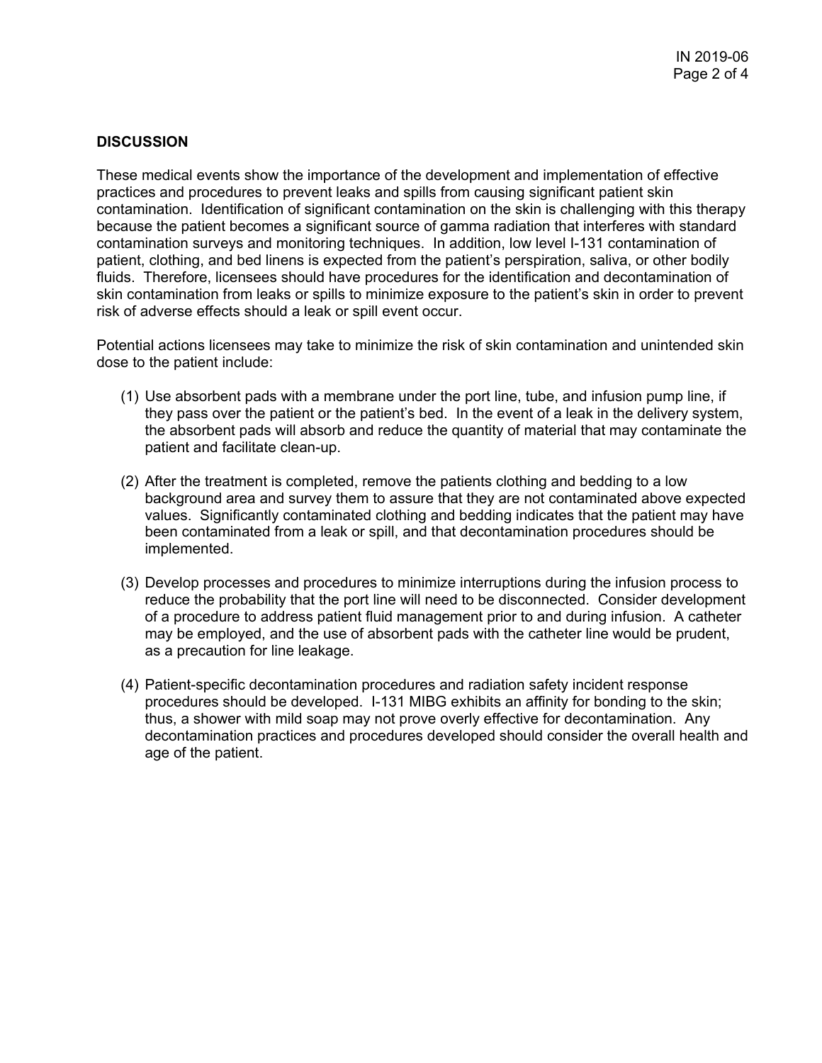## DISCUSSION

These medical events show the importance of the development and implementation of effective practices and procedures to prevent leaks and spills from causing significant patient skin contamination. Identification of significant contamination on the skin is challenging with this therapy because the patient becomes a significant source of gamma radiation that interferes with standard contamination surveys and monitoring techniques. In addition, low level I-131 contamination of patient, clothing, and bed linens is expected from the patient's perspiration, saliva, or other bodily fluids. Therefore, licensees should have procedures for the identification and decontamination of skin contamination from leaks or spills to minimize exposure to the patient's skin in order to prevent risk of adverse effects should a leak or spill event occur.

Potential actions licensees may take to minimize the risk of skin contamination and unintended skin dose to the patient include:

(1) Use absorbent pads with a membrane under the port line, tube, and infusion pump line, if they pass over the patient or the patient's bed. In the event of a leak in the delivery system, the absorbent pads will absorb and reduce the quantity of material that may contaminate the patient and facilitate clean-up.

(2) After the treatment is completed, remove the patients clothing and bedding to a low background area and survey them to assure that they are not contaminated above expected values. Significantly contaminated clothing and bedding indicates that the patient may have been contaminated from a leak or spill, and that decontamination procedures should be implemented.

(3) Develop processes and procedures to minimize interruptions during the infusion process to reduce the probability that the port line will need to be disconnected. Consider development of a procedure to address patient fluid management prior to and during infusion. A catheter may be employed, and the use of absorbent pads with the catheter line would be prudent, as a precaution for line leakage.

(4) Patient-specific decontamination procedures and radiation safety incident response procedures should be developed. I-131 MIBG exhibits an affinity for bonding to the skin; thus, a shower with mild soap may not prove overly effective for decontamination. Any decontamination practices and procedures developed should consider the overall health and age of the patient.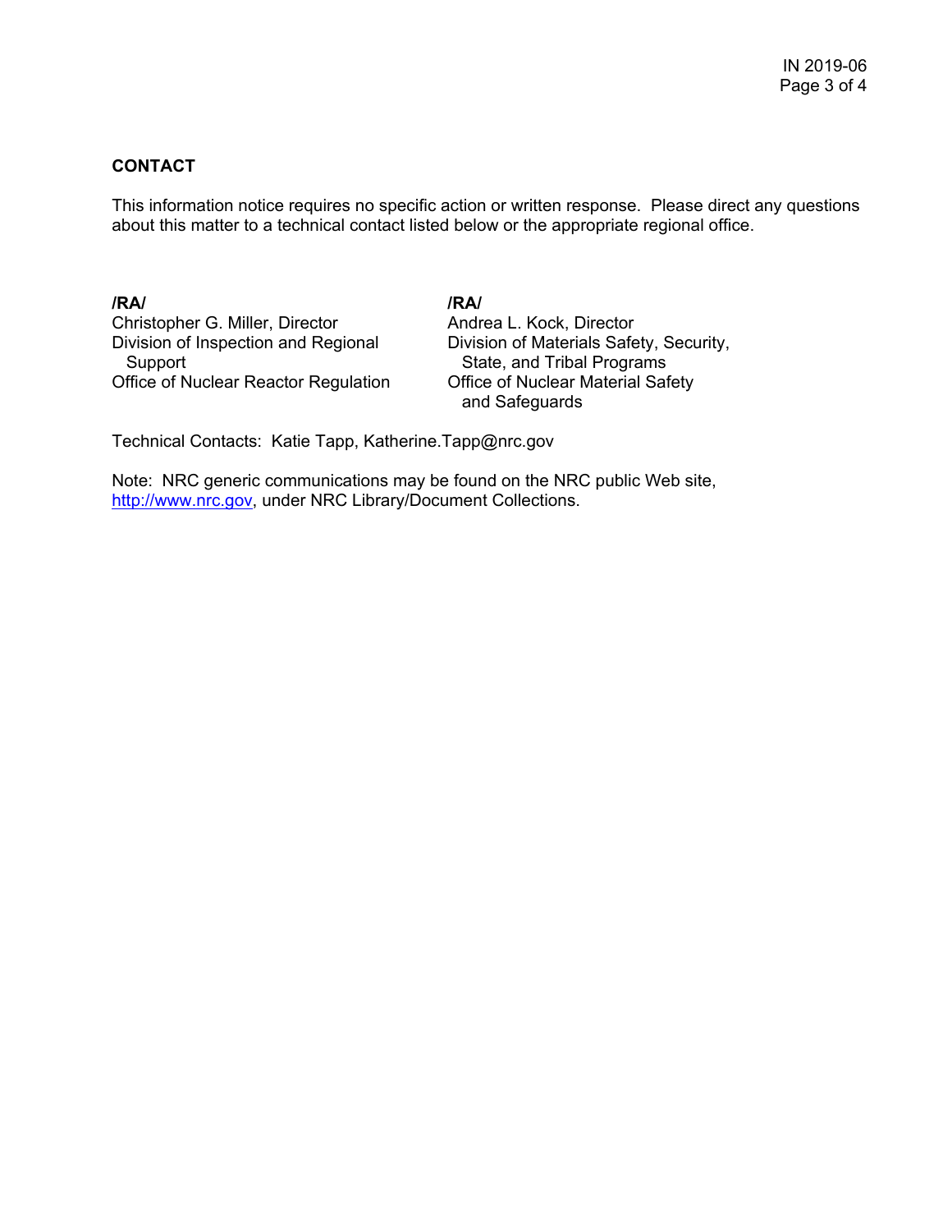## CONTACT

This information notice requires no specific action or written response. Please direct any questions about this matter to a technical contact listed below or the appropriate regional office.

**/RA/**
Christopher G. Miller, Director
Division of Inspection and Regional Support
Office of Nuclear Reactor Regulation

**/RA/**
Andrea L. Kock, Director
Division of Materials Safety, Security, State, and Tribal Programs
Office of Nuclear Material Safety and Safeguards

Technical Contacts: Katie Tapp, Katherine.Tapp@nrc.gov

Note: NRC generic communications may be found on the NRC public Web site, http://www.nrc.gov, under NRC Library/Document Collections.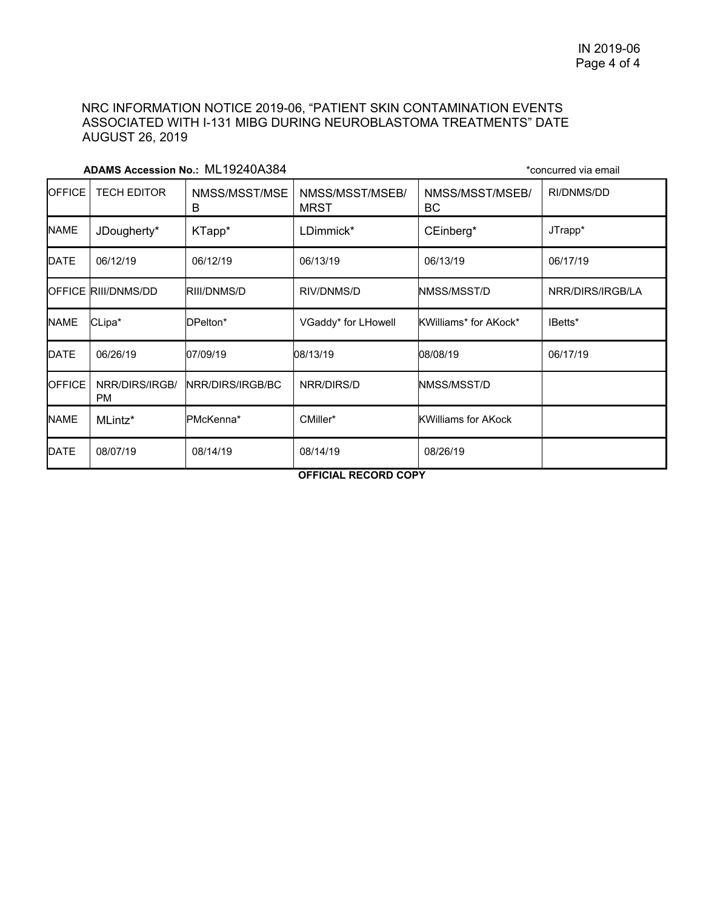NRC INFORMATION NOTICE 2019-06, "PATIENT SKIN CONTAMINATION EVENTS ASSOCIATED WITH I-131 MIBG DURING NEUROBLASTOMA TREATMENTS" DATE AUGUST 26, 2019

**ADAMS Accession No.:** ML19240A384 *concurred via email

| OFFICE | TECH EDITOR | NMSS/MSST/MSEB | NMSS/MSST/MSEB/MRST | NMSS/MSST/MSEB/BC | RI/DNMS/DD |
|---|---|---|---|---|---|
| NAME | JDougherty* | KTapp* | LDimmick* | CEinberg* | JTrapp* |
| DATE | 06/12/19 | 06/12/19 | 06/13/19 | 06/13/19 | 06/17/19 |
| OFFICE | RIII/DNMS/DD | RIII/DNMS/D | RIV/DNMS/D | NMSS/MSST/D | NRR/DIRS/IRGB/LA |
| NAME | CLipa* | DPelton* | VGaddy* for LHowell | KWilliams* for AKock* | IBetts* |
| DATE | 06/26/19 | 07/09/19 | 08/13/19 | 08/08/19 | 06/17/19 |
| OFFICE | NRR/DIRS/IRGB/PM | NRR/DIRS/IRGB/BC | NRR/DIRS/D | NMSS/MSST/D | |
| NAME | MLintz* | PMcKenna* | CMiller* | KWilliams for AKock | |
| DATE | 08/07/19 | 08/14/19 | 08/14/19 | 08/26/19 | |

**OFFICIAL RECORD COPY**